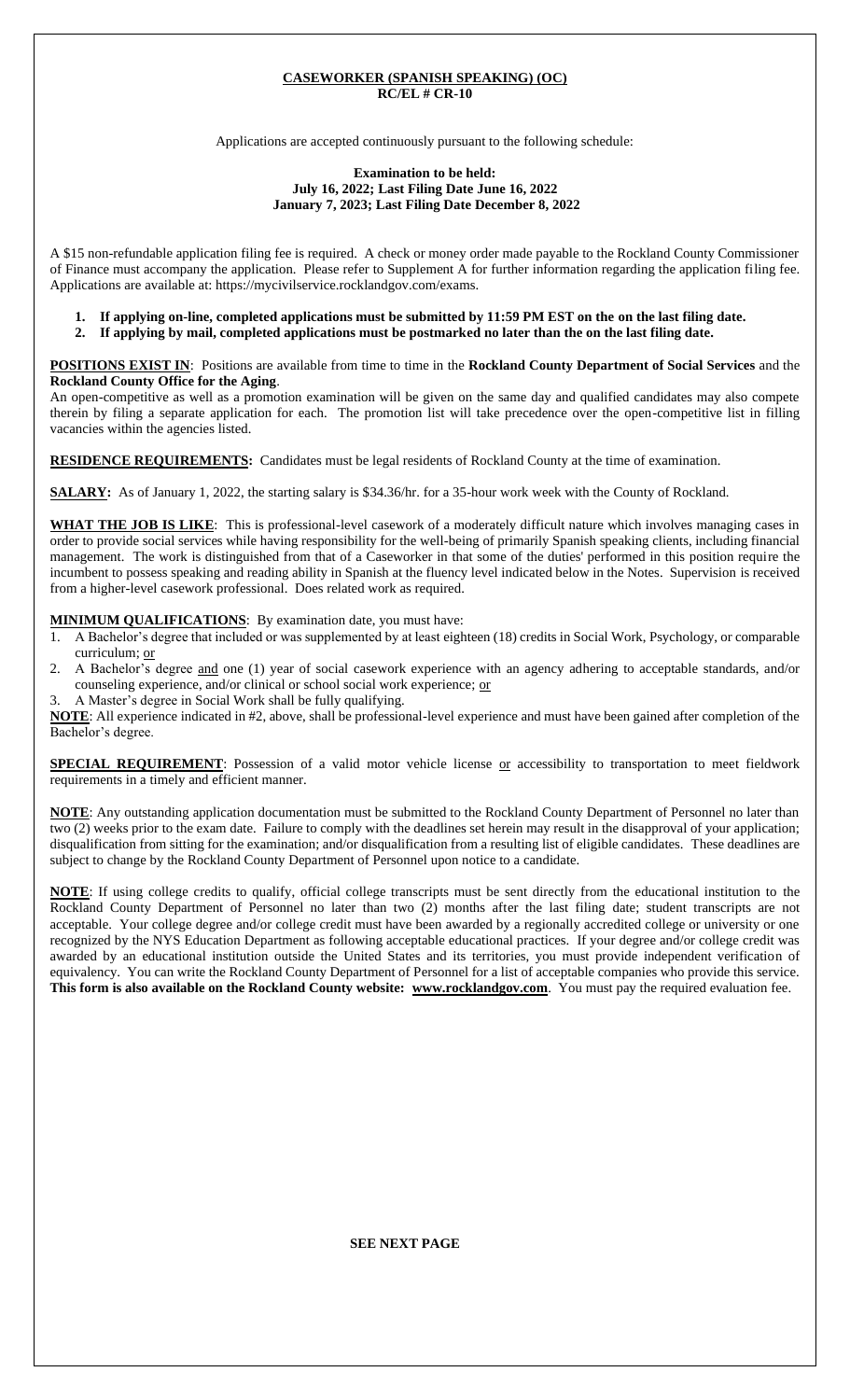# CASEWORKER (SPANISH SPEAKING) (OC)
## RC/EL # CR-10

Applications are accepted continuously pursuant to the following schedule:

**Examination to be held:**
**July 16, 2022; Last Filing Date June 16, 2022**
**January 7, 2023; Last Filing Date December 8, 2022**

A $15 non-refundable application filing fee is required. A check or money order made payable to the Rockland County Commissioner of Finance must accompany the application. Please refer to Supplement A for further information regarding the application filing fee. Applications are available at: https://mycivilservice.rocklandgov.com/exams.

1. **If applying on-line, completed applications must be submitted by 11:59 PM EST on the on the last filing date.**
2. **If applying by mail, completed applications must be postmarked no later than the on the last filing date.**

**POSITIONS EXIST IN**: Positions are available from time to time in the **Rockland County Department of Social Services** and the **Rockland County Office for the Aging**.

An open-competitive as well as a promotion examination will be given on the same day and qualified candidates may also compete therein by filing a separate application for each. The promotion list will take precedence over the open-competitive list in filling vacancies within the agencies listed.

**RESIDENCE REQUIREMENTS:** Candidates must be legal residents of Rockland County at the time of examination.

**SALARY:** As of January 1, 2022, the starting salary is $34.36/hr. for a 35-hour work week with the County of Rockland.

**WHAT THE JOB IS LIKE**: This is professional-level casework of a moderately difficult nature which involves managing cases in order to provide social services while having responsibility for the well-being of primarily Spanish speaking clients, including financial management. The work is distinguished from that of a Caseworker in that some of the duties' performed in this position require the incumbent to possess speaking and reading ability in Spanish at the fluency level indicated below in the Notes. Supervision is received from a higher-level casework professional. Does related work as required.

**MINIMUM QUALIFICATIONS**: By examination date, you must have:

1. A Bachelor's degree that included or was supplemented by at least eighteen (18) credits in Social Work, Psychology, or comparable curriculum; or
2. A Bachelor's degree and one (1) year of social casework experience with an agency adhering to acceptable standards, and/or counseling experience, and/or clinical or school social work experience; or
3. A Master's degree in Social Work shall be fully qualifying.

**NOTE**: All experience indicated in #2, above, shall be professional-level experience and must have been gained after completion of the Bachelor's degree.

**SPECIAL REQUIREMENT**: Possession of a valid motor vehicle license or accessibility to transportation to meet fieldwork requirements in a timely and efficient manner.

**NOTE**: Any outstanding application documentation must be submitted to the Rockland County Department of Personnel no later than two (2) weeks prior to the exam date. Failure to comply with the deadlines set herein may result in the disapproval of your application; disqualification from sitting for the examination; and/or disqualification from a resulting list of eligible candidates. These deadlines are subject to change by the Rockland County Department of Personnel upon notice to a candidate.

**NOTE**: If using college credits to qualify, official college transcripts must be sent directly from the educational institution to the Rockland County Department of Personnel no later than two (2) months after the last filing date; student transcripts are not acceptable. Your college degree and/or college credit must have been awarded by a regionally accredited college or university or one recognized by the NYS Education Department as following acceptable educational practices. If your degree and/or college credit was awarded by an educational institution outside the United States and its territories, you must provide independent verification of equivalency. You can write the Rockland County Department of Personnel for a list of acceptable companies who provide this service. **This form is also available on the Rockland County website: www.rocklandgov.com**. You must pay the required evaluation fee.

**SEE NEXT PAGE**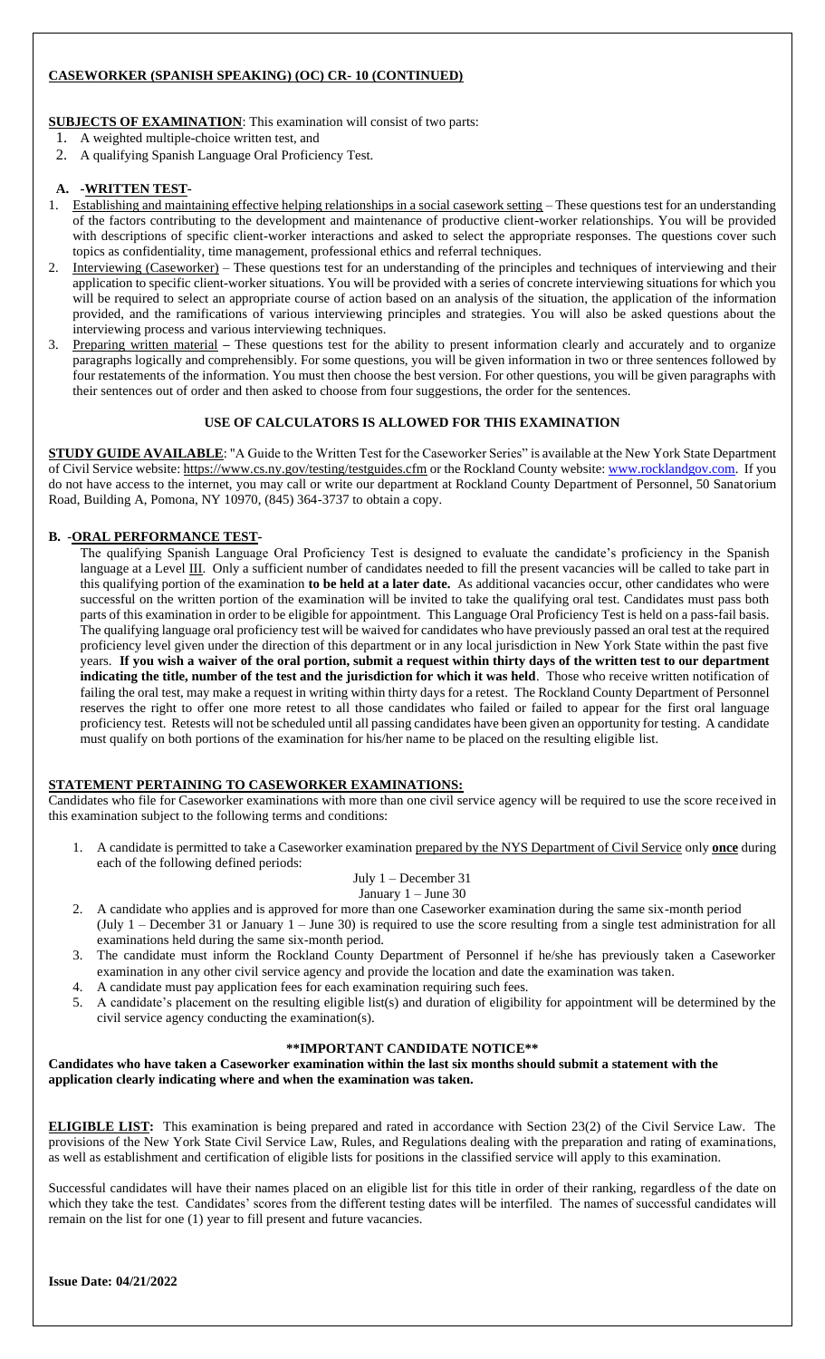## CASEWORKER (SPANISH SPEAKING) (OC) CR- 10 (CONTINUED)

**SUBJECTS OF EXAMINATION**: This examination will consist of two parts:

1. A weighted multiple-choice written test, and
2. A qualifying Spanish Language Oral Proficiency Test.

### A. -WRITTEN TEST-

1. Establishing and maintaining effective helping relationships in a social casework setting – These questions test for an understanding of the factors contributing to the development and maintenance of productive client-worker relationships. You will be provided with descriptions of specific client-worker interactions and asked to select the appropriate responses. The questions cover such topics as confidentiality, time management, professional ethics and referral techniques.
2. Interviewing (Caseworker) – These questions test for an understanding of the principles and techniques of interviewing and their application to specific client-worker situations. You will be provided with a series of concrete interviewing situations for which you will be required to select an appropriate course of action based on an analysis of the situation, the application of the information provided, and the ramifications of various interviewing principles and strategies. You will also be asked questions about the interviewing process and various interviewing techniques.
3. Preparing written material – These questions test for the ability to present information clearly and accurately and to organize paragraphs logically and comprehensibly. For some questions, you will be given information in two or three sentences followed by four restatements of the information. You must then choose the best version. For other questions, you will be given paragraphs with their sentences out of order and then asked to choose from four suggestions, the order for the sentences.

**USE OF CALCULATORS IS ALLOWED FOR THIS EXAMINATION**

**STUDY GUIDE AVAILABLE**: "A Guide to the Written Test for the Caseworker Series" is available at the New York State Department of Civil Service website: https://www.cs.ny.gov/testing/testguides.cfm or the Rockland County website: www.rocklandgov.com. If you do not have access to the internet, you may call or write our department at Rockland County Department of Personnel, 50 Sanatorium Road, Building A, Pomona, NY 10970, (845) 364-3737 to obtain a copy.

### B. -ORAL PERFORMANCE TEST-

The qualifying Spanish Language Oral Proficiency Test is designed to evaluate the candidate's proficiency in the Spanish language at a Level III. Only a sufficient number of candidates needed to fill the present vacancies will be called to take part in this qualifying portion of the examination **to be held at a later date.** As additional vacancies occur, other candidates who were successful on the written portion of the examination will be invited to take the qualifying oral test. Candidates must pass both parts of this examination in order to be eligible for appointment. This Language Oral Proficiency Test is held on a pass-fail basis. The qualifying language oral proficiency test will be waived for candidates who have previously passed an oral test at the required proficiency level given under the direction of this department or in any local jurisdiction in New York State within the past five years. **If you wish a waiver of the oral portion, submit a request within thirty days of the written test to our department indicating the title, number of the test and the jurisdiction for which it was held**. Those who receive written notification of failing the oral test, may make a request in writing within thirty days for a retest. The Rockland County Department of Personnel reserves the right to offer one more retest to all those candidates who failed or failed to appear for the first oral language proficiency test. Retests will not be scheduled until all passing candidates have been given an opportunity for testing. A candidate must qualify on both portions of the examination for his/her name to be placed on the resulting eligible list.

**STATEMENT PERTAINING TO CASEWORKER EXAMINATIONS:**

Candidates who file for Caseworker examinations with more than one civil service agency will be required to use the score received in this examination subject to the following terms and conditions:

1. A candidate is permitted to take a Caseworker examination prepared by the NYS Department of Civil Service only **once** during each of the following defined periods:

   July 1 – December 31
   January 1 – June 30

2. A candidate who applies and is approved for more than one Caseworker examination during the same six-month period (July 1 – December 31 or January 1 – June 30) is required to use the score resulting from a single test administration for all examinations held during the same six-month period.
3. The candidate must inform the Rockland County Department of Personnel if he/she has previously taken a Caseworker examination in any other civil service agency and provide the location and date the examination was taken.
4. A candidate must pay application fees for each examination requiring such fees.
5. A candidate's placement on the resulting eligible list(s) and duration of eligibility for appointment will be determined by the civil service agency conducting the examination(s).

**\*\*IMPORTANT CANDIDATE NOTICE\*\***

**Candidates who have taken a Caseworker examination within the last six months should submit a statement with the application clearly indicating where and when the examination was taken.**

**ELIGIBLE LIST:** This examination is being prepared and rated in accordance with Section 23(2) of the Civil Service Law. The provisions of the New York State Civil Service Law, Rules, and Regulations dealing with the preparation and rating of examinations, as well as establishment and certification of eligible lists for positions in the classified service will apply to this examination.

Successful candidates will have their names placed on an eligible list for this title in order of their ranking, regardless of the date on which they take the test. Candidates' scores from the different testing dates will be interfiled. The names of successful candidates will remain on the list for one (1) year to fill present and future vacancies.

**Issue Date: 04/21/2022**